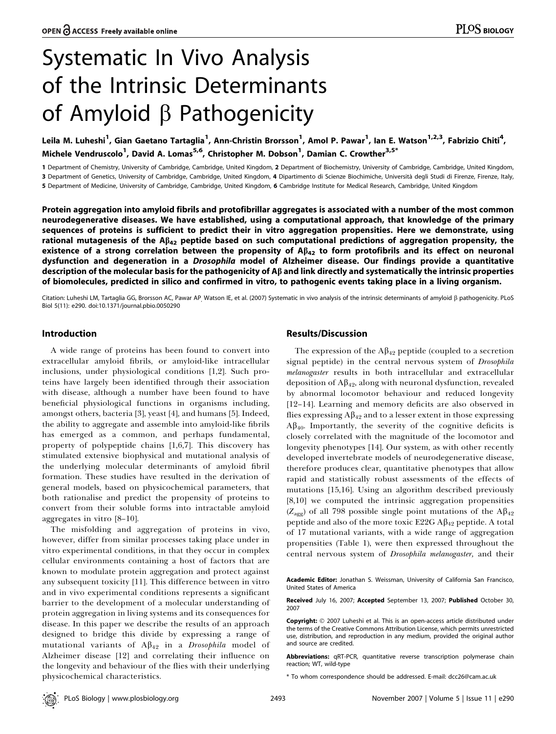# Systematic In Vivo Analysis of the Intrinsic Determinants of Amyloid β Pathogenicity

Leila M. Luheshi[1], Gian Gaetano Tartaglia[1], Ann-Christin Brorsson[1], Amol P. Pawar[1], Ian E. Watson[1,2,3], Fabrizio Chiti[4], Michele Vendruscolo[1], David A. Lomas[5,6], Christopher M. Dobson[1], Damian C. Crowther[3,5*]

1 Department of Chemistry, University of Cambridge, Cambridge, United Kingdom, 2 Department of Biochemistry, University of Cambridge, Cambridge, United Kingdom, 3 Department of Genetics, University of Cambridge, Cambridge, United Kingdom, 4 Dipartimento di Scienze Biochimiche, Università degli Studi di Firenze, Firenze, Italy, 5 Department of Medicine, University of Cambridge, Cambridge, United Kingdom, 6 Cambridge Institute for Medical Research, Cambridge, United Kingdom

**Protein aggregation into amyloid fibrils and protofibrillar aggregates is associated with a number of the most common neurodegenerative diseases. We have established, using a computational approach, that knowledge of the primary sequences of proteins is sufficient to predict their in vitro aggregation propensities. Here we demonstrate, using rational mutagenesis of the $A\beta_{42}$ peptide based on such computational predictions of aggregation propensity, the existence of a strong correlation between the propensity of $A\beta_{42}$ to form protofibrils and its effect on neuronal dysfunction and degeneration in a *Drosophila* model of Alzheimer disease. Our findings provide a quantitative description of the molecular basis for the pathogenicity of Aβ and link directly and systematically the intrinsic properties of biomolecules, predicted in silico and confirmed in vitro, to pathogenic events taking place in a living organism.**

Citation: Luheshi LM, Tartaglia GG, Brorsson AC, Pawar AP, Watson IE, et al. (2007) Systematic in vivo analysis of the intrinsic determinants of amyloid β pathogenicity. PLoS Biol 5(11): e290. doi:10.1371/journal.pbio.0050290

## Introduction

A wide range of proteins has been found to convert into extracellular amyloid fibrils, or amyloid-like intracellular inclusions, under physiological conditions [1,2]. Such proteins have largely been identified through their association with disease, although a number have been found to have beneficial physiological functions in organisms including, amongst others, bacteria [3], yeast [4], and humans [5]. Indeed, the ability to aggregate and assemble into amyloid-like fibrils has emerged as a common, and perhaps fundamental, property of polypeptide chains [1,6,7]. This discovery has stimulated extensive biophysical and mutational analysis of the underlying molecular determinants of amyloid fibril formation. These studies have resulted in the derivation of general models, based on physicochemical parameters, that both rationalise and predict the propensity of proteins to convert from their soluble forms into intractable amyloid aggregates in vitro [8–10].

The misfolding and aggregation of proteins in vivo, however, differ from similar processes taking place under in vitro experimental conditions, in that they occur in complex cellular environments containing a host of factors that are known to modulate protein aggregation and protect against any subsequent toxicity [11]. This difference between in vitro and in vivo experimental conditions represents a significant barrier to the development of a molecular understanding of protein aggregation in living systems and its consequences for disease. In this paper we describe the results of an approach designed to bridge this divide by expressing a range of mutational variants of $A\beta_{42}$ in a *Drosophila* model of Alzheimer disease [12] and correlating their influence on the longevity and behaviour of the flies with their underlying physicochemical characteristics.

## Results/Discussion

The expression of the $A\beta_{42}$ peptide (coupled to a secretion signal peptide) in the central nervous system of *Drosophila melanogaster* results in both intracellular and extracellular deposition of $A\beta_{42}$, along with neuronal dysfunction, revealed by abnormal locomotor behaviour and reduced longevity [12–14]. Learning and memory deficits are also observed in flies expressing $A\beta_{42}$ and to a lesser extent in those expressing $A\beta_{40}$. Importantly, the severity of the cognitive deficits is closely correlated with the magnitude of the locomotor and longevity phenotypes [14]. Our system, as with other recently developed invertebrate models of neurodegenerative disease, therefore produces clear, quantitative phenotypes that allow rapid and statistically robust assessments of the effects of mutations [15,16]. Using an algorithm described previously [8,10] we computed the intrinsic aggregation propensities ($Z_{agg}$) of all 798 possible single point mutations of the $A\beta_{42}$ peptide and also of the more toxic E22G $A\beta_{42}$ peptide. A total of 17 mutational variants, with a wide range of aggregation propensities (Table 1), were then expressed throughout the central nervous system of *Drosophila melanogaster*, and their

**Academic Editor:** Jonathan S. Weissman, University of California San Francisco, United States of America

**Received** July 16, 2007; **Accepted** September 13, 2007; **Published** October 30, 2007

**Copyright:** © 2007 Luheshi et al. This is an open-access article distributed under the terms of the Creative Commons Attribution License, which permits unrestricted use, distribution, and reproduction in any medium, provided the original author and source are credited.

**Abbreviations:** qRT-PCR, quantitative reverse transcription polymerase chain reaction; WT, wild-type

* To whom correspondence should be addressed. E-mail: dcc26@cam.ac.uk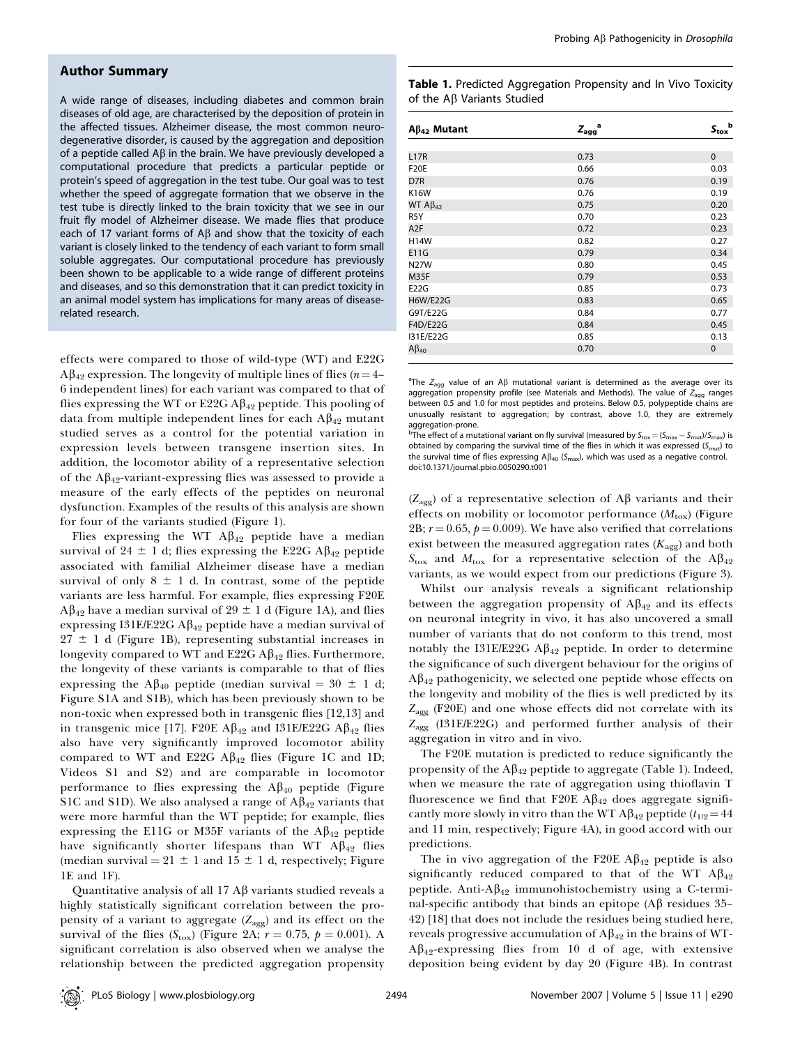## Author Summary

A wide range of diseases, including diabetes and common brain diseases of old age, are characterised by the deposition of protein in the affected tissues. Alzheimer disease, the most common neurodegenerative disorder, is caused by the aggregation and deposition of a peptide called Aβ in the brain. We have previously developed a computational procedure that predicts a particular peptide or protein's speed of aggregation in the test tube. Our goal was to test whether the speed of aggregate formation that we observe in the test tube is directly linked to the brain toxicity that we see in our fruit fly model of Alzheimer disease. We made flies that produce each of 17 variant forms of Aβ and show that the toxicity of each variant is closely linked to the tendency of each variant to form small soluble aggregates. Our computational procedure has previously been shown to be applicable to a wide range of different proteins and diseases, and so this demonstration that it can predict toxicity in an animal model system has implications for many areas of disease-related research.

effects were compared to those of wild-type (WT) and E22G $A\beta_{42}$ expression. The longevity of multiple lines of flies ($n = 4$–6 independent lines) for each variant was compared to that of flies expressing the WT or E22G $A\beta_{42}$ peptide. This pooling of data from multiple independent lines for each $A\beta_{42}$ mutant studied serves as a control for the potential variation in expression levels between transgene insertion sites. In addition, the locomotor ability of a representative selection of the $A\beta_{42}$-variant-expressing flies was assessed to provide a measure of the early effects of the peptides on neuronal dysfunction. Examples of the results of this analysis are shown for four of the variants studied (Figure 1).

Flies expressing the WT $A\beta_{42}$ peptide have a median survival of 24 ± 1 d; flies expressing the E22G $A\beta_{42}$ peptide associated with familial Alzheimer disease have a median survival of only 8 ± 1 d. In contrast, some of the peptide variants are less harmful. For example, flies expressing F20E $A\beta_{42}$ have a median survival of 29 ± 1 d (Figure 1A), and flies expressing I31E/E22G $A\beta_{42}$ peptide have a median survival of 27 ± 1 d (Figure 1B), representing substantial increases in longevity compared to WT and E22G $A\beta_{42}$ flies. Furthermore, the longevity of these variants is comparable to that of flies expressing the $A\beta_{40}$ peptide (median survival = 30 ± 1 d; Figure S1A and S1B), which has been previously shown to be non-toxic when expressed both in transgenic flies [12,13] and in transgenic mice [17]. F20E $A\beta_{42}$ and I31E/E22G $A\beta_{42}$ flies also have very significantly improved locomotor ability compared to WT and E22G $A\beta_{42}$ flies (Figure 1C and 1D; Videos S1 and S2) and are comparable in locomotor performance to flies expressing the $A\beta_{40}$ peptide (Figure S1C and S1D). We also analysed a range of $A\beta_{42}$ variants that were more harmful than the WT peptide; for example, flies expressing the E11G or M35F variants of the $A\beta_{42}$ peptide have significantly shorter lifespans than WT $A\beta_{42}$ flies (median survival = 21 ± 1 and 15 ± 1 d, respectively; Figure 1E and 1F).

Quantitative analysis of all 17 Aβ variants studied reveals a highly statistically significant correlation between the propensity of a variant to aggregate ($Z_{agg}$) and its effect on the survival of the flies ($S_{tox}$) (Figure 2A; $r = 0.75$, $p = 0.001$). A significant correlation is also observed when we analyse the relationship between the predicted aggregation propensity

**Table 1.** Predicted Aggregation Propensity and In Vivo Toxicity of the Aβ Variants Studied

| $A\beta_{42}$ Mutant | $Z_{agg}$ [a] | $S_{tox}$ [b] |
|---|---|---|
| L17R | 0.73 | 0 |
| F20E | 0.66 | 0.03 |
| D7R | 0.76 | 0.19 |
| K16W | 0.76 | 0.19 |
| WT $A\beta_{42}$ | 0.75 | 0.20 |
| R5Y | 0.70 | 0.23 |
| A2F | 0.72 | 0.23 |
| H14W | 0.82 | 0.27 |
| E11G | 0.79 | 0.34 |
| N27W | 0.80 | 0.45 |
| M35F | 0.79 | 0.53 |
| E22G | 0.85 | 0.73 |
| H6W/E22G | 0.83 | 0.65 |
| G9T/E22G | 0.84 | 0.77 |
| F4D/E22G | 0.84 | 0.45 |
| I31E/E22G | 0.85 | 0.13 |
| $A\beta_{40}$ | 0.70 | 0 |

[a]The $Z_{agg}$ value of an Aβ mutational variant is determined as the average over its aggregation propensity profile (see Materials and Methods). The value of $Z_{agg}$ ranges between 0.5 and 1.0 for most peptides and proteins. Below 0.5, polypeptide chains are unusually resistant to aggregation; by contrast, above 1.0, they are extremely aggregation-prone.

[b]The effect of a mutational variant on fly survival (measured by $S_{tox} = (S_{max} - S_{mut})/S_{max}$) is obtained by comparing the survival time of the flies in which it was expressed ($S_{mut}$) to the survival time of flies expressing $A\beta_{40}$ ($S_{max}$), which was used as a negative control.

doi:10.1371/journal.pbio.0050290.t001

($Z_{agg}$) of a representative selection of Aβ variants and their effects on mobility or locomotor performance ($M_{tox}$) (Figure 2B; $r = 0.65$, $p = 0.009$). We have also verified that correlations exist between the measured aggregation rates ($K_{agg}$) and both $S_{tox}$ and $M_{tox}$ for a representative selection of the $A\beta_{42}$ variants, as we would expect from our predictions (Figure 3).

Whilst our analysis reveals a significant relationship between the aggregation propensity of $A\beta_{42}$ and its effects on neuronal integrity in vivo, it has also uncovered a small number of variants that do not conform to this trend, most notably the I31E/E22G $A\beta_{42}$ peptide. In order to determine the significance of such divergent behaviour for the origins of $A\beta_{42}$ pathogenicity, we selected one peptide whose effects on the longevity and mobility of the flies is well predicted by its $Z_{agg}$ (F20E) and one whose effects did not correlate with its $Z_{agg}$ (I31E/E22G) and performed further analysis of their aggregation in vitro and in vivo.

The F20E mutation is predicted to reduce significantly the propensity of the $A\beta_{42}$ peptide to aggregate (Table 1). Indeed, when we measure the rate of aggregation using thioflavin T fluorescence we find that F20E $A\beta_{42}$ does aggregate significantly more slowly in vitro than the WT $A\beta_{42}$ peptide ($t_{1/2} = 44$ and 11 min, respectively; Figure 4A), in good accord with our predictions.

The in vivo aggregation of the F20E $A\beta_{42}$ peptide is also significantly reduced compared to that of the WT $A\beta_{42}$ peptide. Anti-$A\beta_{42}$ immunohistochemistry using a C-terminal-specific antibody that binds an epitope (Aβ residues 35–42) [18] that does not include the residues being studied here, reveals progressive accumulation of $A\beta_{42}$ in the brains of WT-$A\beta_{42}$-expressing flies from 10 d of age, with extensive deposition being evident by day 20 (Figure 4B). In contrast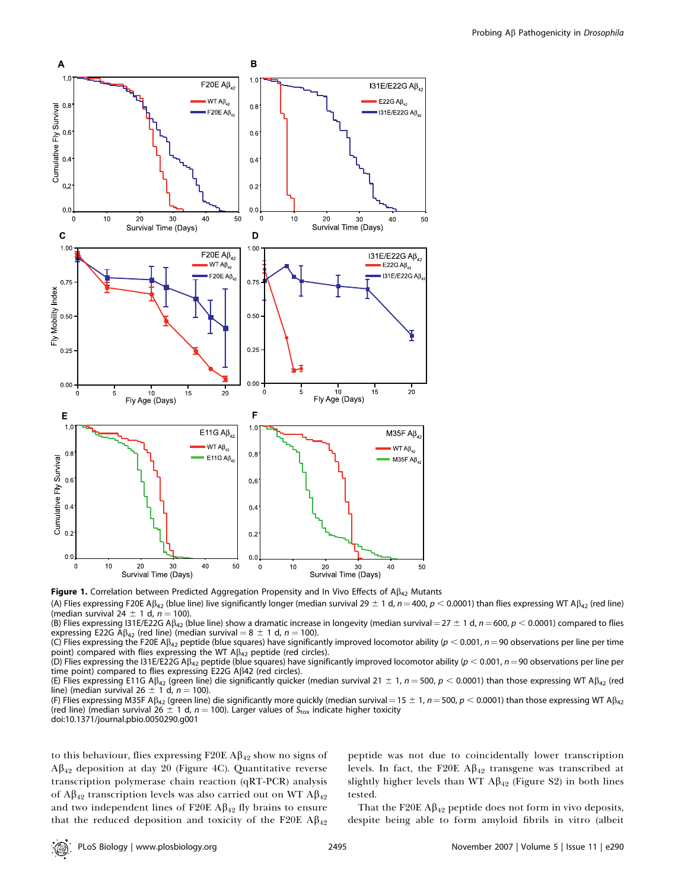**Figure 1.** Correlation between Predicted Aggregation Propensity and In Vivo Effects of A$\beta_{42}$ Mutants

(A) Flies expressing F20E A$\beta_{42}$ (blue line) live significantly longer (median survival 29 ± 1 d, $n = 400$, $p < 0.0001$) than flies expressing WT A$\beta_{42}$ (red line) (median survival 24 ± 1 d, $n = 100$).

(B) Flies expressing I31E/E22G A$\beta_{42}$ (blue line) show a dramatic increase in longevity (median survival = 27 ± 1 d, $n = 600$, $p < 0.0001$) compared to flies expressing E22G A$\beta_{42}$ (red line) (median survival = 8 ± 1 d, $n = 100$).

(C) Flies expressing the F20E A$\beta_{42}$ peptide (blue squares) have significantly improved locomotor ability ($p < 0.001$, $n = 90$ observations per line per time point) compared with flies expressing the WT A$\beta_{42}$ peptide (red circles).

(D) Flies expressing the I31E/E22G A$\beta_{42}$ peptide (blue squares) have significantly improved locomotor ability ($p < 0.001$, $n = 90$ observations per line per time point) compared to flies expressing E22G A$\beta$42 (red circles).

(E) Flies expressing E11G A$\beta_{42}$ (green line) die significantly quicker (median survival 21 ± 1, $n = 500$, $p < 0.0001$) than those expressing WT A$\beta_{42}$ (red line) (median survival 26 ± 1 d, $n = 100$).

(F) Flies expressing M35F A$\beta_{42}$ (green line) die significantly more quickly (median survival = 15 ± 1, $n = 500$, $p < 0.0001$) than those expressing WT A$\beta_{42}$ (red line) (median survival 26 ± 1 d, $n = 100$). Larger values of $S_{tox}$ indicate higher toxicity

doi:10.1371/journal.pbio.0050290.g001

to this behaviour, flies expressing F20E A$\beta_{42}$ show no signs of A$\beta_{42}$ deposition at day 20 (Figure 4C). Quantitative reverse transcription polymerase chain reaction (qRT-PCR) analysis of A$\beta_{42}$ transcription levels was also carried out on WT A$\beta_{42}$ and two independent lines of F20E A$\beta_{42}$ fly brains to ensure that the reduced deposition and toxicity of the F20E A$\beta_{42}$ peptide was not due to coincidentally lower transcription levels. In fact, the F20E A$\beta_{42}$ transgene was transcribed at slightly higher levels than WT A$\beta_{42}$ (Figure S2) in both lines tested.

That the F20E A$\beta_{42}$ peptide does not form in vivo deposits, despite being able to form amyloid fibrils in vitro (albeit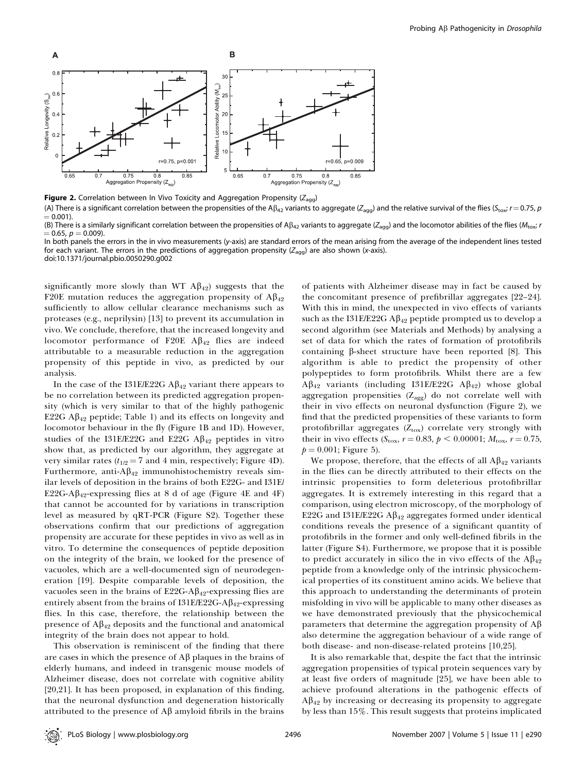**Figure 2.** Correlation between In Vivo Toxicity and Aggregation Propensity ($Z_{agg}$)

(A) There is a significant correlation between the propensities of the A$\beta_{42}$ variants to aggregate ($Z_{agg}$) and the relative survival of the flies ($S_{tox}$; $r = 0.75$, $p = 0.001$).

(B) There is a similarly significant correlation between the propensities of A$\beta_{42}$ variants to aggregate ($Z_{agg}$) and the locomotor abilities of the flies ($M_{tox}$; $r = 0.65$, $p = 0.009$).

In both panels the errors in the in vivo measurements (y-axis) are standard errors of the mean arising from the average of the independent lines tested for each variant. The errors in the predictions of aggregation propensity ($Z_{agg}$) are also shown (x-axis).

doi:10.1371/journal.pbio.0050290.g002

significantly more slowly than WT A$\beta_{42}$) suggests that the F20E mutation reduces the aggregation propensity of A$\beta_{42}$ sufficiently to allow cellular clearance mechanisms such as proteases (e.g., neprilysin) [13] to prevent its accumulation in vivo. We conclude, therefore, that the increased longevity and locomotor performance of F20E A$\beta_{42}$ flies are indeed attributable to a measurable reduction in the aggregation propensity of this peptide in vivo, as predicted by our analysis.

In the case of the I31E/E22G A$\beta_{42}$ variant there appears to be no correlation between its predicted aggregation propensity (which is very similar to that of the highly pathogenic E22G A$\beta_{42}$ peptide; Table 1) and its effects on longevity and locomotor behaviour in the fly (Figure 1B and 1D). However, studies of the I31E/E22G and E22G A$\beta_{42}$ peptides in vitro show that, as predicted by our algorithm, they aggregate at very similar rates ($t_{1/2} = 7$ and 4 min, respectively; Figure 4D). Furthermore, anti-A$\beta_{42}$ immunohistochemistry reveals similar levels of deposition in the brains of both E22G- and I31E/E22G-A$\beta_{42}$-expressing flies at 8 d of age (Figure 4E and 4F) that cannot be accounted for by variations in transcription level as measured by qRT-PCR (Figure S2). Together these observations confirm that our predictions of aggregation propensity are accurate for these peptides in vivo as well as in vitro. To determine the consequences of peptide deposition on the integrity of the brain, we looked for the presence of vacuoles, which are a well-documented sign of neurodegeneration [19]. Despite comparable levels of deposition, the vacuoles seen in the brains of E22G-A$\beta_{42}$-expressing flies are entirely absent from the brains of I31E/E22G-A$\beta_{42}$-expressing flies. In this case, therefore, the relationship between the presence of A$\beta_{42}$ deposits and the functional and anatomical integrity of the brain does not appear to hold.

This observation is reminiscent of the finding that there are cases in which the presence of A$\beta$ plaques in the brains of elderly humans, and indeed in transgenic mouse models of Alzheimer disease, does not correlate with cognitive ability [20,21]. It has been proposed, in explanation of this finding, that the neuronal dysfunction and degeneration historically attributed to the presence of A$\beta$ amyloid fibrils in the brains of patients with Alzheimer disease may in fact be caused by the concomitant presence of prefibrillar aggregates [22–24]. With this in mind, the unexpected in vivo effects of variants such as the I31E/E22G A$\beta_{42}$ peptide prompted us to develop a second algorithm (see Materials and Methods) by analysing a set of data for which the rates of formation of protofibrils containing $\beta$-sheet structure have been reported [8]. This algorithm is able to predict the propensity of other polypeptides to form protofibrils. Whilst there are a few A$\beta_{42}$ variants (including I31E/E22G A$\beta_{42}$) whose global aggregation propensities ($Z_{agg}$) do not correlate well with their in vivo effects on neuronal dysfunction (Figure 2), we find that the predicted propensities of these variants to form protofibrillar aggregates ($Z_{tox}$) correlate very strongly with their in vivo effects ($S_{tox}$, $r = 0.83$, $p < 0.00001$; $M_{tox}$, $r = 0.75$, $p = 0.001$; Figure 5).

We propose, therefore, that the effects of all A$\beta_{42}$ variants in the flies can be directly attributed to their effects on the intrinsic propensities to form deleterious protofibrillar aggregates. It is extremely interesting in this regard that a comparison, using electron microscopy, of the morphology of E22G and I31E/E22G A$\beta_{42}$ aggregates formed under identical conditions reveals the presence of a significant quantity of protofibrils in the former and only well-defined fibrils in the latter (Figure S4). Furthermore, we propose that it is possible to predict accurately in silico the in vivo effects of the A$\beta_{42}$ peptide from a knowledge only of the intrinsic physicochemical properties of its constituent amino acids. We believe that this approach to understanding the determinants of protein misfolding in vivo will be applicable to many other diseases as we have demonstrated previously that the physicochemical parameters that determine the aggregation propensity of A$\beta$ also determine the aggregation behaviour of a wide range of both disease- and non-disease-related proteins [10,25].

It is also remarkable that, despite the fact that the intrinsic aggregation propensities of typical protein sequences vary by at least five orders of magnitude [25], we have been able to achieve profound alterations in the pathogenic effects of A$\beta_{42}$ by increasing or decreasing its propensity to aggregate by less than 15%. This result suggests that proteins implicated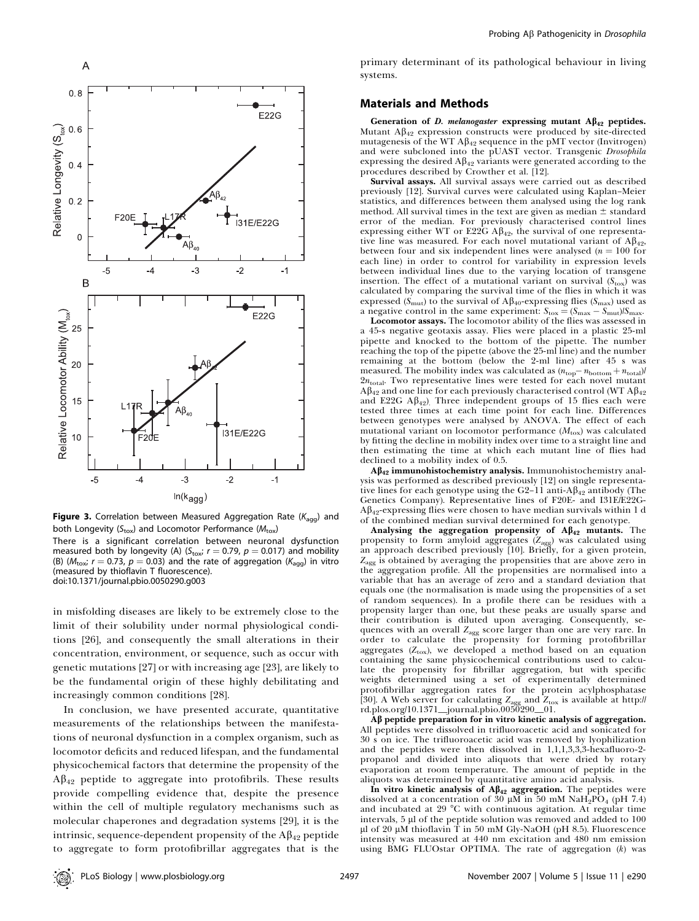**Figure 3.** Correlation between Measured Aggregation Rate ($K_{agg}$) and both Longevity ($S_{tox}$) and Locomotor Performance ($M_{tox}$)

There is a significant correlation between neuronal dysfunction measured both by longevity (A) ($S_{tox}$; $r = 0.79$, $p = 0.017$) and mobility (B) ($M_{tox}$; $r = 0.73$, $p = 0.03$) and the rate of aggregation ($K_{agg}$) in vitro (measured by thioflavin T fluorescence).

doi:10.1371/journal.pbio.0050290.g003

in misfolding diseases are likely to be extremely close to the limit of their solubility under normal physiological conditions [26], and consequently the small alterations in their concentration, environment, or sequence, such as occur with genetic mutations [27] or with increasing age [23], are likely to be the fundamental origin of these highly debilitating and increasingly common conditions [28].

In conclusion, we have presented accurate, quantitative measurements of the relationships between the manifestations of neuronal dysfunction in a complex organism, such as locomotor deficits and reduced lifespan, and the fundamental physicochemical factors that determine the propensity of the $A\beta_{42}$ peptide to aggregate into protofibrils. These results provide compelling evidence that, despite the presence within the cell of multiple regulatory mechanisms such as molecular chaperones and degradation systems [29], it is the intrinsic, sequence-dependent propensity of the $A\beta_{42}$ peptide to aggregate to form protofibrillar aggregates that is the primary determinant of its pathological behaviour in living systems.

## Materials and Methods

**Generation of *D. melanogaster* expressing mutant $A\beta_{42}$ peptides.** Mutant $A\beta_{42}$ expression constructs were produced by site-directed mutagenesis of the WT $A\beta_{42}$ sequence in the pMT vector (Invitrogen) and were subcloned into the pUAST vector. Transgenic *Drosophila* expressing the desired $A\beta_{42}$ variants were generated according to the procedures described by Crowther et al. [12].

**Survival assays.** All survival assays were carried out as described previously [12]. Survival curves were calculated using Kaplan–Meier statistics, and differences between them analysed using the log rank method. All survival times in the text are given as median ± standard error of the median. For previously characterised control lines expressing either WT or E22G $A\beta_{42}$, the survival of one representative line was measured. For each novel mutational variant of $A\beta_{42}$, between four and six independent lines were analysed ($n = 100$ for each line) in order to control for variability in expression levels between individual lines due to the varying location of transgene insertion. The effect of a mutational variant on survival ($S_{tox}$) was calculated by comparing the survival time of the flies in which it was expressed ($S_{mut}$) to the survival of $A\beta_{40}$-expressing flies ($S_{max}$) used as a negative control in the same experiment: $S_{tox} = (S_{max} - S_{mut})/S_{max}$.

**Locomotor assays.** The locomotor ability of the flies was assessed in a 45-s negative geotaxis assay. Flies were placed in a plastic 25-ml pipette and knocked to the bottom of the pipette. The number reaching the top of the pipette (above the 25-ml line) and the number remaining at the bottom (below the 2-ml line) after 45 s was measured. The mobility index was calculated as $(n_{top} - n_{bottom} + n_{total})/2n_{total}$. Two representative lines were tested for each novel mutant $A\beta_{42}$ and one line for each previously characterised control (WT $A\beta_{42}$ and E22G $A\beta_{42}$). Three independent groups of 15 flies each were tested three times at each time point for each line. Differences between genotypes were analysed by ANOVA. The effect of each mutational variant on locomotor performance ($M_{tox}$) was calculated by fitting the decline in mobility index over time to a straight line and then estimating the time at which each mutant line of flies had declined to a mobility index of 0.5.

**$A\beta_{42}$ immunohistochemistry analysis.** Immunohistochemistry analysis was performed as described previously [12] on single representative lines for each genotype using the G2–11 anti-$A\beta_{42}$ antibody (The Genetics Company). Representative lines of F20E- and I31E/E22G-$A\beta_{42}$-expressing flies were chosen to have median survivals within 1 d of the combined median survival determined for each genotype.

**Analysing the aggregation propensity of $A\beta_{42}$ mutants.** The propensity to form amyloid aggregates ($Z_{agg}$) was calculated using an approach described previously [10]. Briefly, for a given protein, $Z_{agg}$ is obtained by averaging the propensities that are above zero in the aggregation profile. All the propensities are normalised into a variable that has an average of zero and a standard deviation that equals one (the normalisation is made using the propensities of a set of random sequences). In a profile there can be residues with a propensity larger than one, but these peaks are usually sparse and their contribution is diluted upon averaging. Consequently, sequences with an overall $Z_{agg}$ score larger than one are very rare. In order to calculate the propensity for forming protofibrillar aggregates ($Z_{tox}$), we developed a method based on an equation containing the same physicochemical contributions used to calculate the propensity for fibrillar aggregation, but with specific weights determined using a set of experimentally determined protofibrillar aggregation rates for the protein acylphosphatase [30]. A Web server for calculating $Z_{agg}$ and $Z_{tox}$ is available at http://rd.plos.org/10.1371_journal.pbio.0050290_01.

**$A\beta$ peptide preparation for in vitro kinetic analysis of aggregation.** All peptides were dissolved in trifluoroacetic acid and sonicated for 30 s on ice. The trifluoroacetic acid was removed by lyophilization and the peptides were then dissolved in 1,1,1,3,3,3-hexafluoro-2-propanol and divided into aliquots that were dried by rotary evaporation at room temperature. The amount of peptide in the aliquots was determined by quantitative amino acid analysis.

**In vitro kinetic analysis of $A\beta_{42}$ aggregation.** The peptides were dissolved at a concentration of 30 μM in 50 mM $NaH_2PO_4$ (pH 7.4) and incubated at 29 °C with continuous agitation. At regular time intervals, 5 μl of the peptide solution was removed and added to 100 μl of 20 μM thioflavin T in 50 mM Gly-NaOH (pH 8.5). Fluorescence intensity was measured at 440 nm excitation and 480 nm emission using BMG FLUOstar OPTIMA. The rate of aggregation ($k$) was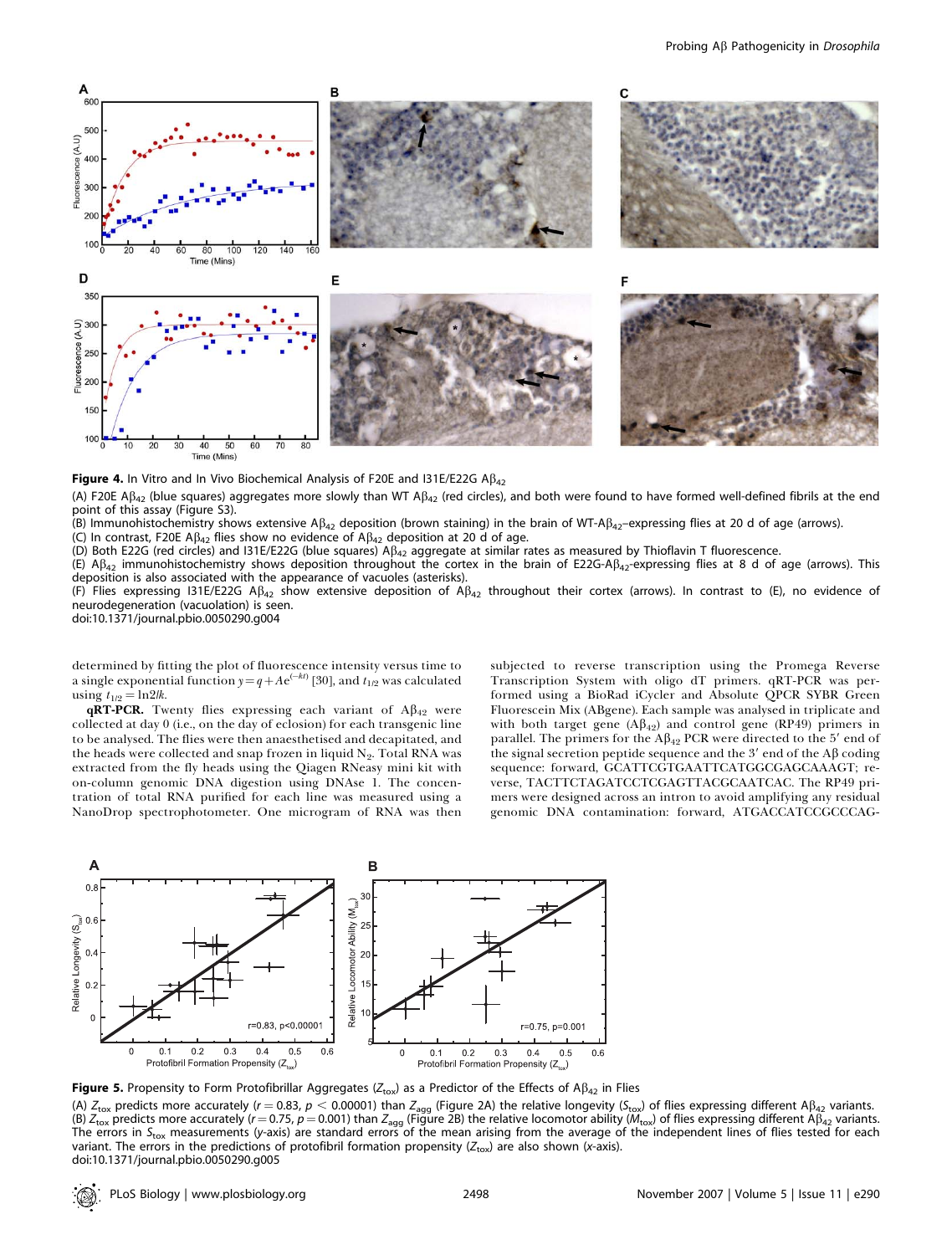**Figure 4.** In Vitro and In Vivo Biochemical Analysis of F20E and I31E/E22G A$\beta_{42}$

(A) F20E A$\beta_{42}$ (blue squares) aggregates more slowly than WT A$\beta_{42}$ (red circles), and both were found to have formed well-defined fibrils at the end point of this assay (Figure S3).

(B) Immunohistochemistry shows extensive A$\beta_{42}$ deposition (brown staining) in the brain of WT-A$\beta_{42}$–expressing flies at 20 d of age (arrows).

(C) In contrast, F20E A$\beta_{42}$ flies show no evidence of A$\beta_{42}$ deposition at 20 d of age.

(D) Both E22G (red circles) and I31E/E22G (blue squares) A$\beta_{42}$ aggregate at similar rates as measured by Thioflavin T fluorescence.

(E) A$\beta_{42}$ immunohistochemistry shows deposition throughout the cortex in the brain of E22G-A$\beta_{42}$-expressing flies at 8 d of age (arrows). This deposition is also associated with the appearance of vacuoles (asterisks).

(F) Flies expressing I31E/E22G A$\beta_{42}$ show extensive deposition of A$\beta_{42}$ throughout their cortex (arrows). In contrast to (E), no evidence of neurodegeneration (vacuolation) is seen.

doi:10.1371/journal.pbio.0050290.g004

determined by fitting the plot of fluorescence intensity versus time to a single exponential function $y = q + Ae^{(-kt)}$ [30], and $t_{1/2}$ was calculated using $t_{1/2} = \ln 2/k$.

**qRT-PCR.** Twenty flies expressing each variant of A$\beta_{42}$ were collected at day 0 (i.e., on the day of eclosion) for each transgenic line to be analysed. The flies were then anaesthetised and decapitated, and the heads were collected and snap frozen in liquid $N_2$. Total RNA was extracted from the fly heads using the Qiagen RNeasy mini kit with on-column genomic DNA digestion using DNAse 1. The concentration of total RNA purified for each line was measured using a NanoDrop spectrophotometer. One microgram of RNA was then subjected to reverse transcription using the Promega Reverse Transcription System with oligo dT primers. qRT-PCR was performed using a BioRad iCycler and Absolute QPCR SYBR Green Fluorescein Mix (ABgene). Each sample was analysed in triplicate and with both target gene (A$\beta_{42}$) and control gene (RP49) primers in parallel. The primers for the A$\beta_{42}$ PCR were directed to the 5′ end of the signal secretion peptide sequence and the 3′ end of the A$\beta$ coding sequence: forward, GCATTCGTGAATTCATGGCGAGCAAAGT; reverse, TACTTCTAGATCCTCGAGTTACGCAATCAC. The RP49 primers were designed across an intron to avoid amplifying any residual genomic DNA contamination: forward, ATGACCATCCGCCCAG-

**Figure 5.** Propensity to Form Protofibrillar Aggregates ($Z_{tox}$) as a Predictor of the Effects of A$\beta_{42}$ in Flies

(A) $Z_{tox}$ predicts more accurately ($r = 0.83$, $p < 0.00001$) than $Z_{agg}$ (Figure 2A) the relative longevity ($S_{tox}$) of flies expressing different A$\beta_{42}$ variants.

(B) $Z_{tox}$ predicts more accurately ($r = 0.75$, $p = 0.001$) than $Z_{agg}$ (Figure 2B) the relative locomotor ability ($M_{tox}$) of flies expressing different A$\beta_{42}$ variants.

The errors in $S_{tox}$ measurements (y-axis) are standard errors of the mean arising from the average of the independent lines of flies tested for each variant. The errors in the predictions of protofibril formation propensity ($Z_{tox}$) are also shown (x-axis).

doi:10.1371/journal.pbio.0050290.g005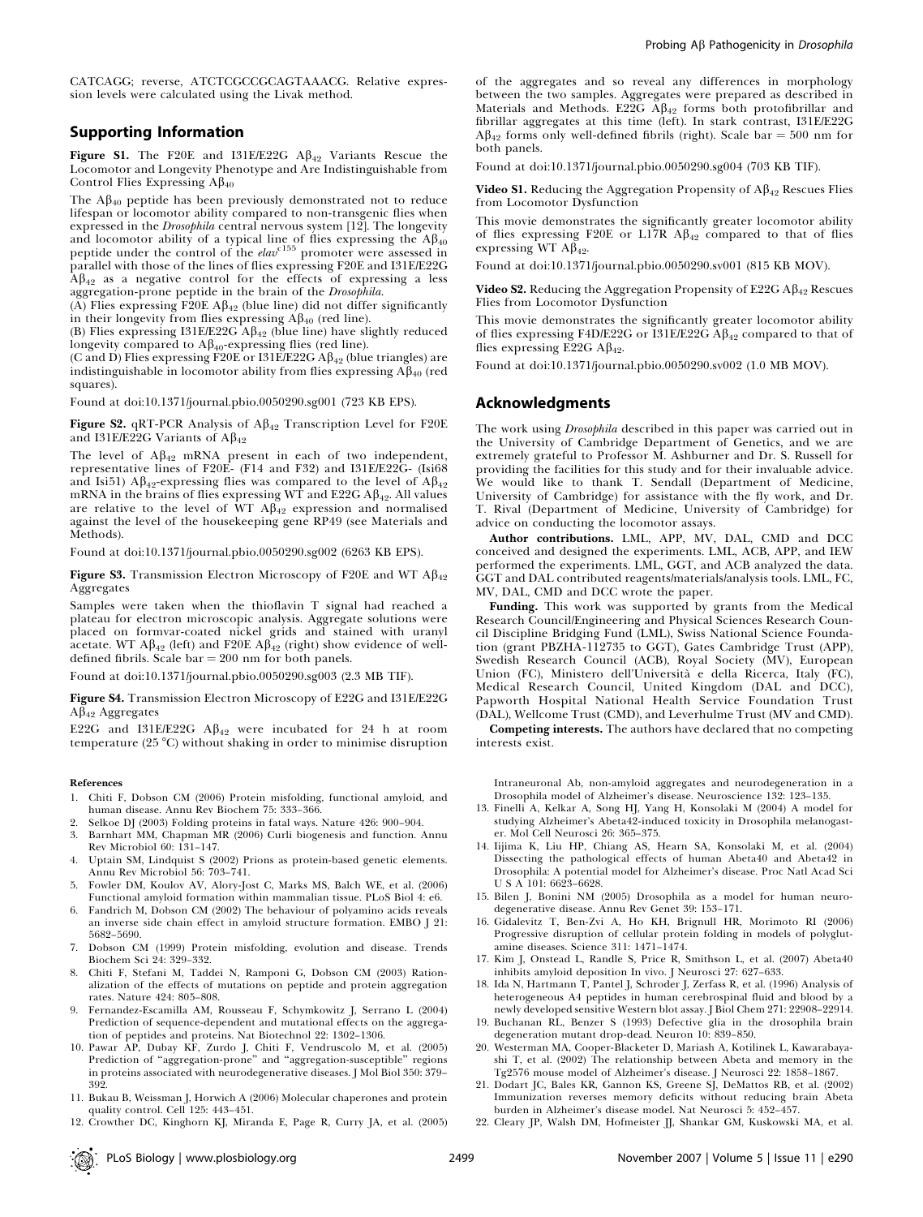CATCAGG; reverse, ATCTCGCCGCAGTAAACG. Relative expression levels were calculated using the Livak method.

## Supporting Information

**Figure S1.** The F20E and I31E/E22G A$\beta_{42}$ Variants Rescue the Locomotor and Longevity Phenotype and Are Indistinguishable from Control Flies Expressing A$\beta_{40}$

The A$\beta_{40}$ peptide has been previously demonstrated not to reduce lifespan or locomotor ability compared to non-transgenic flies when expressed in the *Drosophila* central nervous system [12]. The longevity and locomotor ability of a typical line of flies expressing the A$\beta_{40}$ peptide under the control of the *elav*$^{c155}$ promoter were assessed in parallel with those of the lines of flies expressing F20E and I31E/E22G A$\beta_{42}$ as a negative control for the effects of expressing a less aggregation-prone peptide in the brain of the *Drosophila*.

(A) Flies expressing F20E A$\beta_{42}$ (blue line) did not differ significantly in their longevity from flies expressing A$\beta_{40}$ (red line).

(B) Flies expressing I31E/E22G A$\beta_{42}$ (blue line) have slightly reduced longevity compared to A$\beta_{40}$-expressing flies (red line).

(C and D) Flies expressing F20E or I31E/E22G A$\beta_{42}$ (blue triangles) are indistinguishable in locomotor ability from flies expressing A$\beta_{40}$ (red squares).

Found at doi:10.1371/journal.pbio.0050290.sg001 (723 KB EPS).

**Figure S2.** qRT-PCR Analysis of A$\beta_{42}$ Transcription Level for F20E and I31E/E22G Variants of A$\beta_{42}$

The level of A$\beta_{42}$ mRNA present in each of two independent, representative lines of F20E- (F14 and F32) and I31E/E22G- (Isi68 and Isi51) A$\beta_{42}$-expressing flies was compared to the level of A$\beta_{42}$ mRNA in the brains of flies expressing WT and E22G A$\beta_{42}$. All values are relative to the level of WT A$\beta_{42}$ expression and normalised against the level of the housekeeping gene RP49 (see Materials and Methods).

Found at doi:10.1371/journal.pbio.0050290.sg002 (6263 KB EPS).

**Figure S3.** Transmission Electron Microscopy of F20E and WT A$\beta_{42}$ Aggregates

Samples were taken when the thioflavin T signal had reached a plateau for electron microscopic analysis. Aggregate solutions were placed on formvar-coated nickel grids and stained with uranyl acetate. WT A$\beta_{42}$ (left) and F20E A$\beta_{42}$ (right) show evidence of well-defined fibrils. Scale bar = 200 nm for both panels.

Found at doi:10.1371/journal.pbio.0050290.sg003 (2.3 MB TIF).

**Figure S4.** Transmission Electron Microscopy of E22G and I31E/E22G A$\beta_{42}$ Aggregates

E22G and I31E/E22G A$\beta_{42}$ were incubated for 24 h at room temperature (25 °C) without shaking in order to minimise disruption of the aggregates and so reveal any differences in morphology between the two samples. Aggregates were prepared as described in Materials and Methods. E22G A$\beta_{42}$ forms both protofibrillar and fibrillar aggregates at this time (left). In stark contrast, I31E/E22G A$\beta_{42}$ forms only well-defined fibrils (right). Scale bar = 500 nm for both panels.

Found at doi:10.1371/journal.pbio.0050290.sg004 (703 KB TIF).

**Video S1.** Reducing the Aggregation Propensity of A$\beta_{42}$ Rescues Flies from Locomotor Dysfunction

This movie demonstrates the significantly greater locomotor ability of flies expressing F20E or L17R A$\beta_{42}$ compared to that of flies expressing WT A$\beta_{42}$.

Found at doi:10.1371/journal.pbio.0050290.sv001 (815 KB MOV).

**Video S2.** Reducing the Aggregation Propensity of E22G A$\beta_{42}$ Rescues Flies from Locomotor Dysfunction

This movie demonstrates the significantly greater locomotor ability of flies expressing F4D/E22G or I31E/E22G A$\beta_{42}$ compared to that of flies expressing E22G A$\beta_{42}$.

Found at doi:10.1371/journal.pbio.0050290.sv002 (1.0 MB MOV).

## Acknowledgments

The work using *Drosophila* described in this paper was carried out in the University of Cambridge Department of Genetics, and we are extremely grateful to Professor M. Ashburner and Dr. S. Russell for providing the facilities for this study and for their invaluable advice. We would like to thank T. Sendall (Department of Medicine, University of Cambridge) for assistance with the fly work, and Dr. T. Rival (Department of Medicine, University of Cambridge) for advice on conducting the locomotor assays.

**Author contributions.** LML, APP, MV, DAL, CMD and DCC conceived and designed the experiments. LML, ACB, APP, and IEW performed the experiments. LML, GGT, and ACB analyzed the data. GGT and DAL contributed reagents/materials/analysis tools. LML, FC, MV, DAL, CMD and DCC wrote the paper.

**Funding.** This work was supported by grants from the Medical Research Council/Engineering and Physical Sciences Research Council Discipline Bridging Fund (LML), Swiss National Science Foundation (grant PBZHA-112735 to GGT), Gates Cambridge Trust (APP), Swedish Research Council (ACB), Royal Society (MV), European Union (FC), Ministero dell'Università e della Ricerca, Italy (FC), Medical Research Council, United Kingdom (DAL and DCC), Papworth Hospital National Health Service Foundation Trust (DAL), Wellcome Trust (CMD), and Leverhulme Trust (MV and CMD).

**Competing interests.** The authors have declared that no competing interests exist.

## References

1. Chiti F, Dobson CM (2006) Protein misfolding, functional amyloid, and human disease. Annu Rev Biochem 75: 333–366.
2. Selkoe DJ (2003) Folding proteins in fatal ways. Nature 426: 900–904.
3. Barnhart MM, Chapman MR (2006) Curli biogenesis and function. Annu Rev Microbiol 60: 131–147.
4. Uptain SM, Lindquist S (2002) Prions as protein-based genetic elements. Annu Rev Microbiol 56: 703–741.
5. Fowler DM, Koulov AV, Alory-Jost C, Marks MS, Balch WE, et al. (2006) Functional amyloid formation within mammalian tissue. PLoS Biol 4: e6.
6. Fandrich M, Dobson CM (2002) The behaviour of polyamino acids reveals an inverse side chain effect in amyloid structure formation. EMBO J 21: 5682–5690.
7. Dobson CM (1999) Protein misfolding, evolution and disease. Trends Biochem Sci 24: 329–332.
8. Chiti F, Stefani M, Taddei N, Ramponi G, Dobson CM (2003) Rationalization of the effects of mutations on peptide and protein aggregation rates. Nature 424: 805–808.
9. Fernandez-Escamilla AM, Rousseau F, Schymkowitz J, Serrano L (2004) Prediction of sequence-dependent and mutational effects on the aggregation of peptides and proteins. Nat Biotechnol 22: 1302–1306.
10. Pawar AP, Dubay KF, Zurdo J, Chiti F, Vendruscolo M, et al. (2005) Prediction of "aggregation-prone" and "aggregation-susceptible" regions in proteins associated with neurodegenerative diseases. J Mol Biol 350: 379–392.
11. Bukau B, Weissman J, Horwich A (2006) Molecular chaperones and protein quality control. Cell 125: 443–451.
12. Crowther DC, Kinghorn KJ, Miranda E, Page R, Curry JA, et al. (2005) Intraneuronal Ab, non-amyloid aggregates and neurodegeneration in a Drosophila model of Alzheimer's disease. Neuroscience 132: 123–135.
13. Finelli A, Kelkar A, Song HJ, Yang H, Konsolaki M (2004) A model for studying Alzheimer's Abeta42-induced toxicity in Drosophila melanogaster. Mol Cell Neurosci 26: 365–375.
14. Iijima K, Liu HP, Chiang AS, Hearn SA, Konsolaki M, et al. (2004) Dissecting the pathological effects of human Abeta40 and Abeta42 in Drosophila: A potential model for Alzheimer's disease. Proc Natl Acad Sci U S A 101: 6623–6628.
15. Bilen J, Bonini NM (2005) Drosophila as a model for human neurodegenerative disease. Annu Rev Genet 39: 153–171.
16. Gidalevitz T, Ben-Zvi A, Ho KH, Brignull HR, Morimoto RI (2006) Progressive disruption of cellular protein folding in models of polyglutamine diseases. Science 311: 1471–1474.
17. Kim J, Onstead L, Randle S, Price R, Smithson L, et al. (2007) Abeta40 inhibits amyloid deposition In vivo. J Neurosci 27: 627–633.
18. Ida N, Hartmann T, Pantel J, Schroder J, Zerfass R, et al. (1996) Analysis of heterogeneous A4 peptides in human cerebrospinal fluid and blood by a newly developed sensitive Western blot assay. J Biol Chem 271: 22908–22914.
19. Buchanan RL, Benzer S (1993) Defective glia in the drosophila brain degeneration mutant drop-dead. Neuron 10: 839–850.
20. Westerman MA, Cooper-Blacketer D, Mariash A, Kotilinek L, Kawarabayashi T, et al. (2002) The relationship between Abeta and memory in the Tg2576 mouse model of Alzheimer's disease. J Neurosci 22: 1858–1867.
21. Dodart JC, Bales KR, Gannon KS, Greene SJ, DeMattos RB, et al. (2002) Immunization reverses memory deficits without reducing brain Abeta burden in Alzheimer's disease model. Nat Neurosci 5: 452–457.
22. Cleary JP, Walsh DM, Hofmeister JJ, Shankar GM, Kuskowski MA, et al.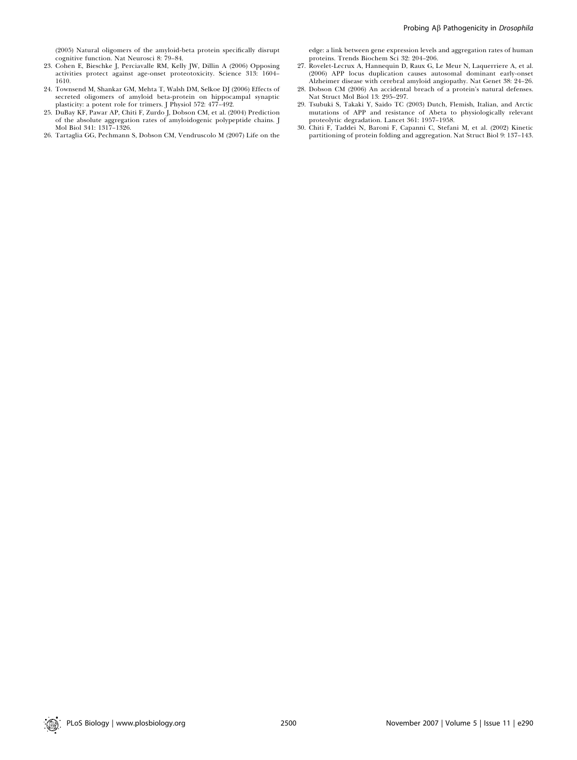(2005) Natural oligomers of the amyloid-beta protein specifically disrupt cognitive function. Nat Neurosci 8: 79–84.

23. Cohen E, Bieschke J, Perciavalle RM, Kelly JW, Dillin A (2006) Opposing activities protect against age-onset proteotoxicity. Science 313: 1604–1610.
24. Townsend M, Shankar GM, Mehta T, Walsh DM, Selkoe DJ (2006) Effects of secreted oligomers of amyloid beta-protein on hippocampal synaptic plasticity: a potent role for trimers. J Physiol 572: 477–492.
25. DuBay KF, Pawar AP, Chiti F, Zurdo J, Dobson CM, et al. (2004) Prediction of the absolute aggregation rates of amyloidogenic polypeptide chains. J Mol Biol 341: 1317–1326.
26. Tartaglia GG, Pechmann S, Dobson CM, Vendruscolo M (2007) Life on the edge: a link between gene expression levels and aggregation rates of human proteins. Trends Biochem Sci 32: 204–206.
27. Rovelet-Lecrux A, Hannequin D, Raux G, Le Meur N, Laquerriere A, et al. (2006) APP locus duplication causes autosomal dominant early-onset Alzheimer disease with cerebral amyloid angiopathy. Nat Genet 38: 24–26.
28. Dobson CM (2006) An accidental breach of a protein's natural defenses. Nat Struct Mol Biol 13: 295–297.
29. Tsubuki S, Takaki Y, Saido TC (2003) Dutch, Flemish, Italian, and Arctic mutations of APP and resistance of Abeta to physiologically relevant proteolytic degradation. Lancet 361: 1957–1958.
30. Chiti F, Taddei N, Baroni F, Capanni C, Stefani M, et al. (2002) Kinetic partitioning of protein folding and aggregation. Nat Struct Biol 9: 137–143.